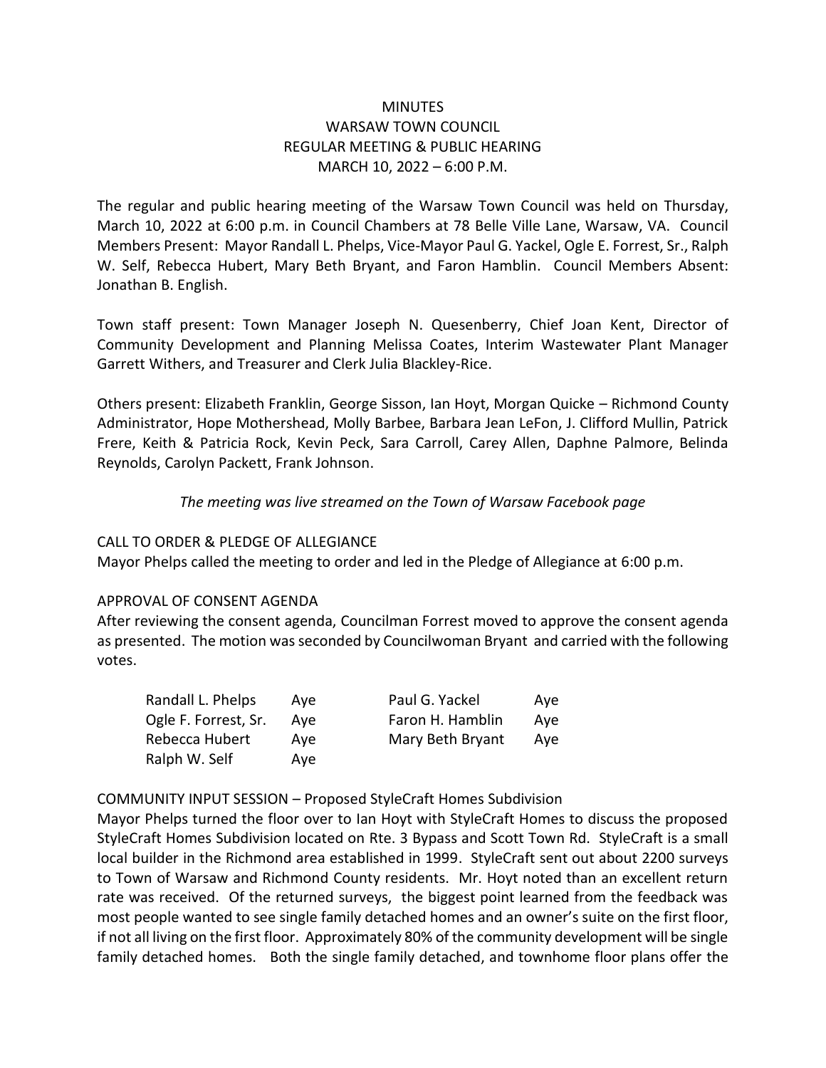# MINUTES
## WARSAW TOWN COUNCIL
## REGULAR MEETING & PUBLIC HEARING
## MARCH 10, 2022 – 6:00 P.M.

The regular and public hearing meeting of the Warsaw Town Council was held on Thursday, March 10, 2022 at 6:00 p.m. in Council Chambers at 78 Belle Ville Lane, Warsaw, VA. Council Members Present: Mayor Randall L. Phelps, Vice-Mayor Paul G. Yackel, Ogle E. Forrest, Sr., Ralph W. Self, Rebecca Hubert, Mary Beth Bryant, and Faron Hamblin. Council Members Absent: Jonathan B. English.

Town staff present: Town Manager Joseph N. Quesenberry, Chief Joan Kent, Director of Community Development and Planning Melissa Coates, Interim Wastewater Plant Manager Garrett Withers, and Treasurer and Clerk Julia Blackley-Rice.

Others present: Elizabeth Franklin, George Sisson, Ian Hoyt, Morgan Quicke – Richmond County Administrator, Hope Mothershead, Molly Barbee, Barbara Jean LeFon, J. Clifford Mullin, Patrick Frere, Keith & Patricia Rock, Kevin Peck, Sara Carroll, Carey Allen, Daphne Palmore, Belinda Reynolds, Carolyn Packett, Frank Johnson.

*The meeting was live streamed on the Town of Warsaw Facebook page*

CALL TO ORDER & PLEDGE OF ALLEGIANCE

Mayor Phelps called the meeting to order and led in the Pledge of Allegiance at 6:00 p.m.

APPROVAL OF CONSENT AGENDA

After reviewing the consent agenda, Councilman Forrest moved to approve the consent agenda as presented. The motion was seconded by Councilwoman Bryant and carried with the following votes.

| | | | |
|---|---|---|---|
| Randall L. Phelps | Aye | Paul G. Yackel | Aye |
| Ogle F. Forrest, Sr. | Aye | Faron H. Hamblin | Aye |
| Rebecca Hubert | Aye | Mary Beth Bryant | Aye |
| Ralph W. Self | Aye | | |

COMMUNITY INPUT SESSION – Proposed StyleCraft Homes Subdivision

Mayor Phelps turned the floor over to Ian Hoyt with StyleCraft Homes to discuss the proposed StyleCraft Homes Subdivision located on Rte. 3 Bypass and Scott Town Rd. StyleCraft is a small local builder in the Richmond area established in 1999. StyleCraft sent out about 2200 surveys to Town of Warsaw and Richmond County residents. Mr. Hoyt noted than an excellent return rate was received. Of the returned surveys, the biggest point learned from the feedback was most people wanted to see single family detached homes and an owner's suite on the first floor, if not all living on the first floor. Approximately 80% of the community development will be single family detached homes. Both the single family detached, and townhome floor plans offer the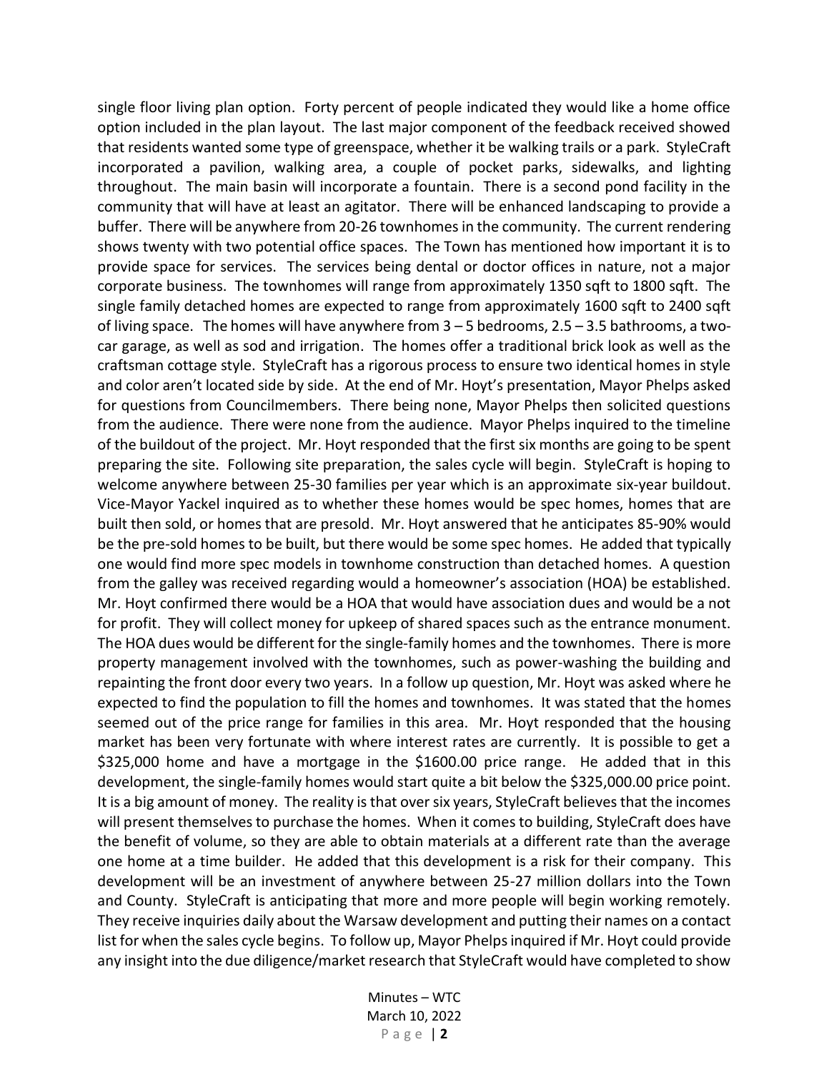single floor living plan option. Forty percent of people indicated they would like a home office option included in the plan layout. The last major component of the feedback received showed that residents wanted some type of greenspace, whether it be walking trails or a park. StyleCraft incorporated a pavilion, walking area, a couple of pocket parks, sidewalks, and lighting throughout. The main basin will incorporate a fountain. There is a second pond facility in the community that will have at least an agitator. There will be enhanced landscaping to provide a buffer. There will be anywhere from 20-26 townhomes in the community. The current rendering shows twenty with two potential office spaces. The Town has mentioned how important it is to provide space for services. The services being dental or doctor offices in nature, not a major corporate business. The townhomes will range from approximately 1350 sqft to 1800 sqft. The single family detached homes are expected to range from approximately 1600 sqft to 2400 sqft of living space. The homes will have anywhere from 3 – 5 bedrooms, 2.5 – 3.5 bathrooms, a two-car garage, as well as sod and irrigation. The homes offer a traditional brick look as well as the craftsman cottage style. StyleCraft has a rigorous process to ensure two identical homes in style and color aren't located side by side. At the end of Mr. Hoyt's presentation, Mayor Phelps asked for questions from Councilmembers. There being none, Mayor Phelps then solicited questions from the audience. There were none from the audience. Mayor Phelps inquired to the timeline of the buildout of the project. Mr. Hoyt responded that the first six months are going to be spent preparing the site. Following site preparation, the sales cycle will begin. StyleCraft is hoping to welcome anywhere between 25-30 families per year which is an approximate six-year buildout. Vice-Mayor Yackel inquired as to whether these homes would be spec homes, homes that are built then sold, or homes that are presold. Mr. Hoyt answered that he anticipates 85-90% would be the pre-sold homes to be built, but there would be some spec homes. He added that typically one would find more spec models in townhome construction than detached homes. A question from the galley was received regarding would a homeowner's association (HOA) be established. Mr. Hoyt confirmed there would be a HOA that would have association dues and would be a not for profit. They will collect money for upkeep of shared spaces such as the entrance monument. The HOA dues would be different for the single-family homes and the townhomes. There is more property management involved with the townhomes, such as power-washing the building and repainting the front door every two years. In a follow up question, Mr. Hoyt was asked where he expected to find the population to fill the homes and townhomes. It was stated that the homes seemed out of the price range for families in this area. Mr. Hoyt responded that the housing market has been very fortunate with where interest rates are currently. It is possible to get a $325,000 home and have a mortgage in the $1600.00 price range. He added that in this development, the single-family homes would start quite a bit below the $325,000.00 price point. It is a big amount of money. The reality is that over six years, StyleCraft believes that the incomes will present themselves to purchase the homes. When it comes to building, StyleCraft does have the benefit of volume, so they are able to obtain materials at a different rate than the average one home at a time builder. He added that this development is a risk for their company. This development will be an investment of anywhere between 25-27 million dollars into the Town and County. StyleCraft is anticipating that more and more people will begin working remotely. They receive inquiries daily about the Warsaw development and putting their names on a contact list for when the sales cycle begins. To follow up, Mayor Phelps inquired if Mr. Hoyt could provide any insight into the due diligence/market research that StyleCraft would have completed to show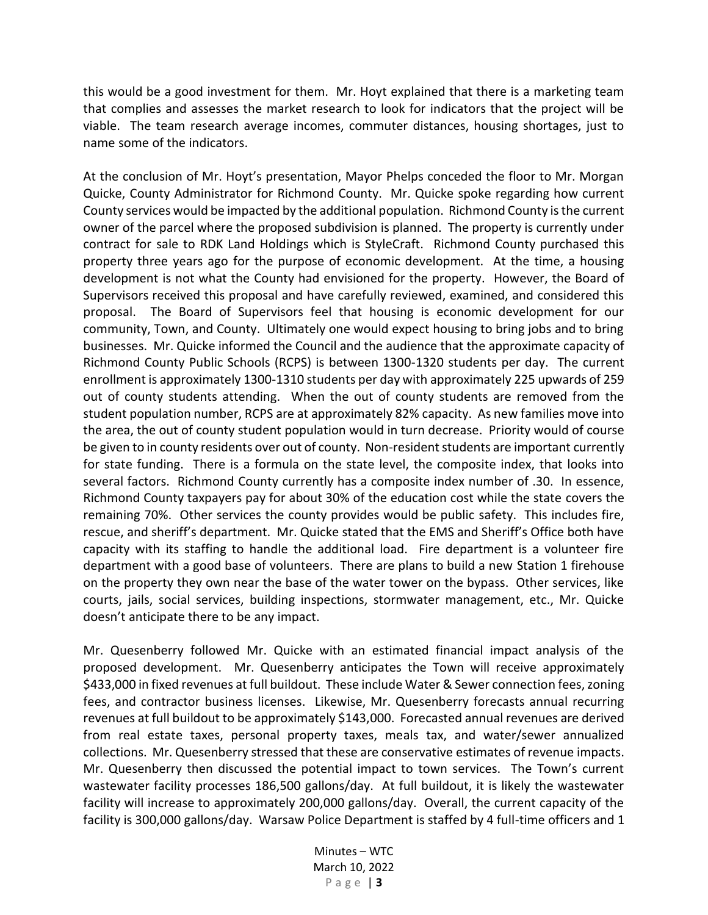this would be a good investment for them. Mr. Hoyt explained that there is a marketing team that complies and assesses the market research to look for indicators that the project will be viable. The team research average incomes, commuter distances, housing shortages, just to name some of the indicators.

At the conclusion of Mr. Hoyt's presentation, Mayor Phelps conceded the floor to Mr. Morgan Quicke, County Administrator for Richmond County. Mr. Quicke spoke regarding how current County services would be impacted by the additional population. Richmond County is the current owner of the parcel where the proposed subdivision is planned. The property is currently under contract for sale to RDK Land Holdings which is StyleCraft. Richmond County purchased this property three years ago for the purpose of economic development. At the time, a housing development is not what the County had envisioned for the property. However, the Board of Supervisors received this proposal and have carefully reviewed, examined, and considered this proposal. The Board of Supervisors feel that housing is economic development for our community, Town, and County. Ultimately one would expect housing to bring jobs and to bring businesses. Mr. Quicke informed the Council and the audience that the approximate capacity of Richmond County Public Schools (RCPS) is between 1300-1320 students per day. The current enrollment is approximately 1300-1310 students per day with approximately 225 upwards of 259 out of county students attending. When the out of county students are removed from the student population number, RCPS are at approximately 82% capacity. As new families move into the area, the out of county student population would in turn decrease. Priority would of course be given to in county residents over out of county. Non-resident students are important currently for state funding. There is a formula on the state level, the composite index, that looks into several factors. Richmond County currently has a composite index number of .30. In essence, Richmond County taxpayers pay for about 30% of the education cost while the state covers the remaining 70%. Other services the county provides would be public safety. This includes fire, rescue, and sheriff's department. Mr. Quicke stated that the EMS and Sheriff's Office both have capacity with its staffing to handle the additional load. Fire department is a volunteer fire department with a good base of volunteers. There are plans to build a new Station 1 firehouse on the property they own near the base of the water tower on the bypass. Other services, like courts, jails, social services, building inspections, stormwater management, etc., Mr. Quicke doesn't anticipate there to be any impact.

Mr. Quesenberry followed Mr. Quicke with an estimated financial impact analysis of the proposed development. Mr. Quesenberry anticipates the Town will receive approximately $433,000 in fixed revenues at full buildout. These include Water & Sewer connection fees, zoning fees, and contractor business licenses. Likewise, Mr. Quesenberry forecasts annual recurring revenues at full buildout to be approximately $143,000. Forecasted annual revenues are derived from real estate taxes, personal property taxes, meals tax, and water/sewer annualized collections. Mr. Quesenberry stressed that these are conservative estimates of revenue impacts. Mr. Quesenberry then discussed the potential impact to town services. The Town's current wastewater facility processes 186,500 gallons/day. At full buildout, it is likely the wastewater facility will increase to approximately 200,000 gallons/day. Overall, the current capacity of the facility is 300,000 gallons/day. Warsaw Police Department is staffed by 4 full-time officers and 1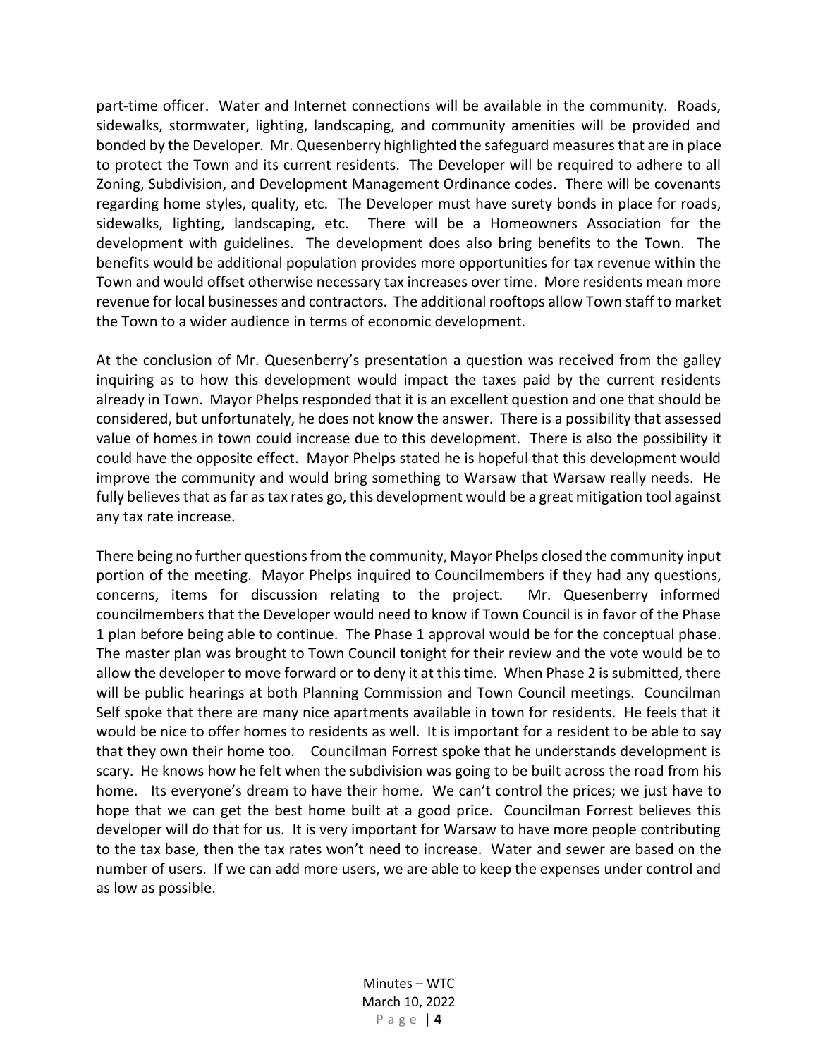part-time officer. Water and Internet connections will be available in the community. Roads, sidewalks, stormwater, lighting, landscaping, and community amenities will be provided and bonded by the Developer. Mr. Quesenberry highlighted the safeguard measures that are in place to protect the Town and its current residents. The Developer will be required to adhere to all Zoning, Subdivision, and Development Management Ordinance codes. There will be covenants regarding home styles, quality, etc. The Developer must have surety bonds in place for roads, sidewalks, lighting, landscaping, etc. There will be a Homeowners Association for the development with guidelines. The development does also bring benefits to the Town. The benefits would be additional population provides more opportunities for tax revenue within the Town and would offset otherwise necessary tax increases over time. More residents mean more revenue for local businesses and contractors. The additional rooftops allow Town staff to market the Town to a wider audience in terms of economic development.

At the conclusion of Mr. Quesenberry's presentation a question was received from the galley inquiring as to how this development would impact the taxes paid by the current residents already in Town. Mayor Phelps responded that it is an excellent question and one that should be considered, but unfortunately, he does not know the answer. There is a possibility that assessed value of homes in town could increase due to this development. There is also the possibility it could have the opposite effect. Mayor Phelps stated he is hopeful that this development would improve the community and would bring something to Warsaw that Warsaw really needs. He fully believes that as far as tax rates go, this development would be a great mitigation tool against any tax rate increase.

There being no further questions from the community, Mayor Phelps closed the community input portion of the meeting. Mayor Phelps inquired to Councilmembers if they had any questions, concerns, items for discussion relating to the project. Mr. Quesenberry informed councilmembers that the Developer would need to know if Town Council is in favor of the Phase 1 plan before being able to continue. The Phase 1 approval would be for the conceptual phase. The master plan was brought to Town Council tonight for their review and the vote would be to allow the developer to move forward or to deny it at this time. When Phase 2 is submitted, there will be public hearings at both Planning Commission and Town Council meetings. Councilman Self spoke that there are many nice apartments available in town for residents. He feels that it would be nice to offer homes to residents as well. It is important for a resident to be able to say that they own their home too. Councilman Forrest spoke that he understands development is scary. He knows how he felt when the subdivision was going to be built across the road from his home. Its everyone's dream to have their home. We can't control the prices; we just have to hope that we can get the best home built at a good price. Councilman Forrest believes this developer will do that for us. It is very important for Warsaw to have more people contributing to the tax base, then the tax rates won't need to increase. Water and sewer are based on the number of users. If we can add more users, we are able to keep the expenses under control and as low as possible.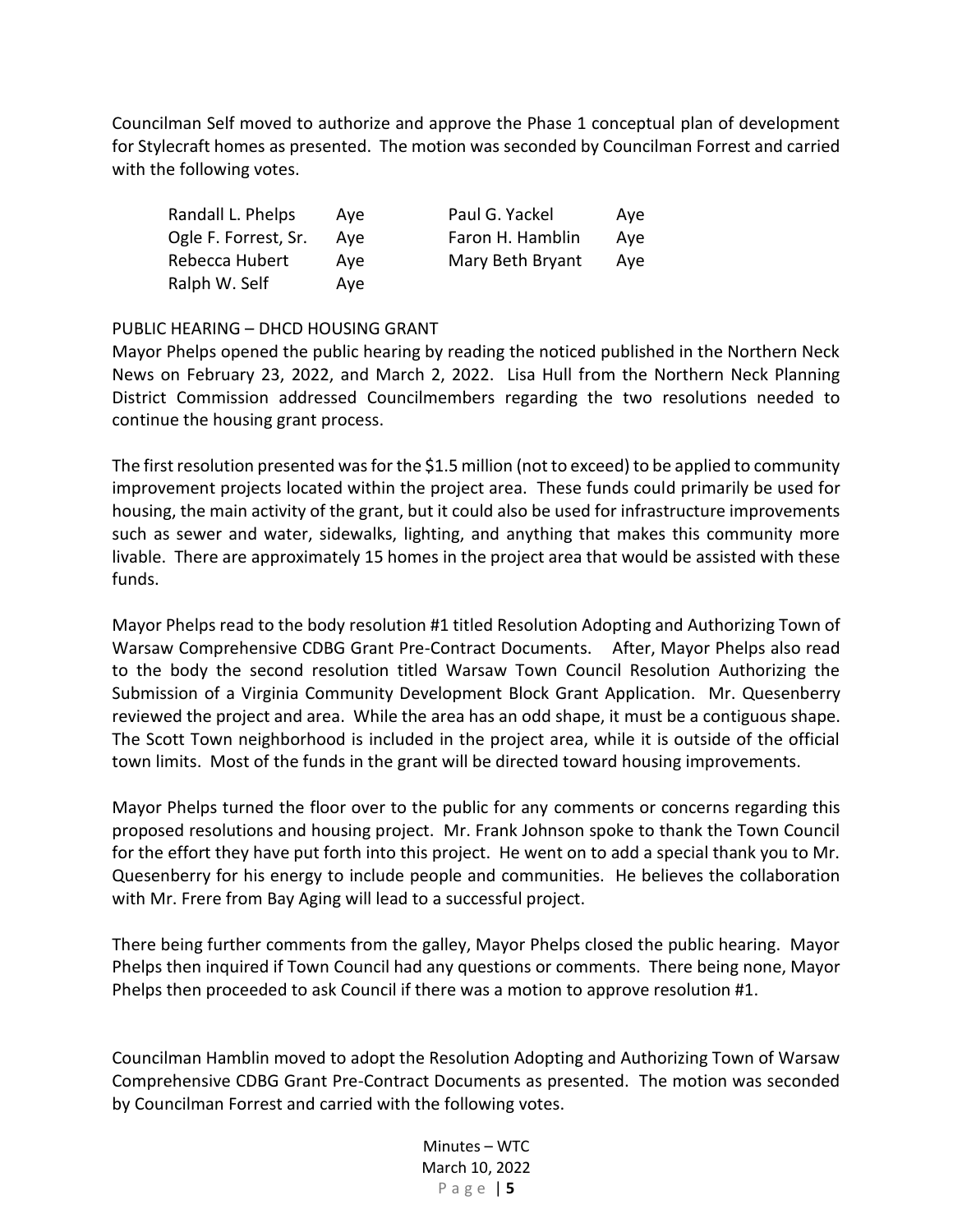Councilman Self moved to authorize and approve the Phase 1 conceptual plan of development for Stylecraft homes as presented. The motion was seconded by Councilman Forrest and carried with the following votes.

| | | | |
|---|---|---|---|
| Randall L. Phelps | Aye | Paul G. Yackel | Aye |
| Ogle F. Forrest, Sr. | Aye | Faron H. Hamblin | Aye |
| Rebecca Hubert | Aye | Mary Beth Bryant | Aye |
| Ralph W. Self | Aye | | |

PUBLIC HEARING – DHCD HOUSING GRANT

Mayor Phelps opened the public hearing by reading the noticed published in the Northern Neck News on February 23, 2022, and March 2, 2022. Lisa Hull from the Northern Neck Planning District Commission addressed Councilmembers regarding the two resolutions needed to continue the housing grant process.

The first resolution presented was for the $1.5 million (not to exceed) to be applied to community improvement projects located within the project area. These funds could primarily be used for housing, the main activity of the grant, but it could also be used for infrastructure improvements such as sewer and water, sidewalks, lighting, and anything that makes this community more livable. There are approximately 15 homes in the project area that would be assisted with these funds.

Mayor Phelps read to the body resolution #1 titled Resolution Adopting and Authorizing Town of Warsaw Comprehensive CDBG Grant Pre-Contract Documents. After, Mayor Phelps also read to the body the second resolution titled Warsaw Town Council Resolution Authorizing the Submission of a Virginia Community Development Block Grant Application. Mr. Quesenberry reviewed the project and area. While the area has an odd shape, it must be a contiguous shape. The Scott Town neighborhood is included in the project area, while it is outside of the official town limits. Most of the funds in the grant will be directed toward housing improvements.

Mayor Phelps turned the floor over to the public for any comments or concerns regarding this proposed resolutions and housing project. Mr. Frank Johnson spoke to thank the Town Council for the effort they have put forth into this project. He went on to add a special thank you to Mr. Quesenberry for his energy to include people and communities. He believes the collaboration with Mr. Frere from Bay Aging will lead to a successful project.

There being further comments from the galley, Mayor Phelps closed the public hearing. Mayor Phelps then inquired if Town Council had any questions or comments. There being none, Mayor Phelps then proceeded to ask Council if there was a motion to approve resolution #1.

Councilman Hamblin moved to adopt the Resolution Adopting and Authorizing Town of Warsaw Comprehensive CDBG Grant Pre-Contract Documents as presented. The motion was seconded by Councilman Forrest and carried with the following votes.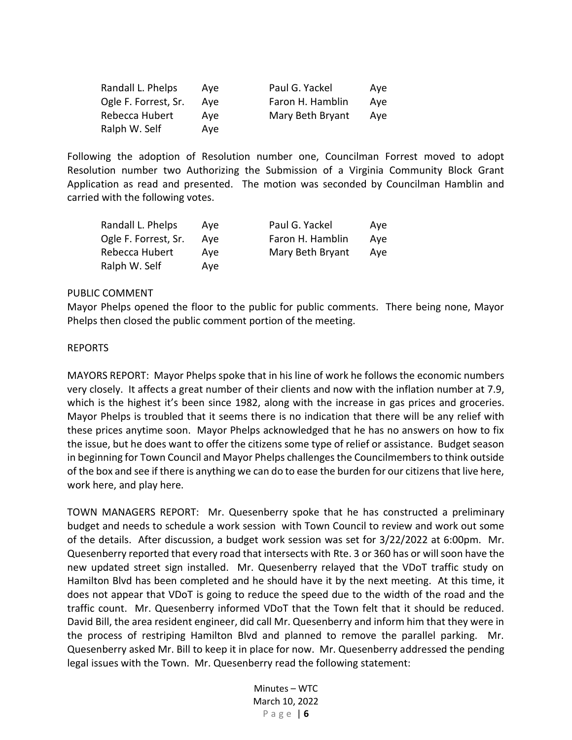| | | | |
|---|---|---|---|
| Randall L. Phelps | Aye | Paul G. Yackel | Aye |
| Ogle F. Forrest, Sr. | Aye | Faron H. Hamblin | Aye |
| Rebecca Hubert | Aye | Mary Beth Bryant | Aye |
| Ralph W. Self | Aye | | |

Following the adoption of Resolution number one, Councilman Forrest moved to adopt Resolution number two Authorizing the Submission of a Virginia Community Block Grant Application as read and presented. The motion was seconded by Councilman Hamblin and carried with the following votes.

| | | | |
|---|---|---|---|
| Randall L. Phelps | Aye | Paul G. Yackel | Aye |
| Ogle F. Forrest, Sr. | Aye | Faron H. Hamblin | Aye |
| Rebecca Hubert | Aye | Mary Beth Bryant | Aye |
| Ralph W. Self | Aye | | |

PUBLIC COMMENT

Mayor Phelps opened the floor to the public for public comments. There being none, Mayor Phelps then closed the public comment portion of the meeting.

REPORTS

MAYORS REPORT: Mayor Phelps spoke that in his line of work he follows the economic numbers very closely. It affects a great number of their clients and now with the inflation number at 7.9, which is the highest it's been since 1982, along with the increase in gas prices and groceries. Mayor Phelps is troubled that it seems there is no indication that there will be any relief with these prices anytime soon. Mayor Phelps acknowledged that he has no answers on how to fix the issue, but he does want to offer the citizens some type of relief or assistance. Budget season in beginning for Town Council and Mayor Phelps challenges the Councilmembers to think outside of the box and see if there is anything we can do to ease the burden for our citizens that live here, work here, and play here.

TOWN MANAGERS REPORT: Mr. Quesenberry spoke that he has constructed a preliminary budget and needs to schedule a work session with Town Council to review and work out some of the details. After discussion, a budget work session was set for 3/22/2022 at 6:00pm. Mr. Quesenberry reported that every road that intersects with Rte. 3 or 360 has or will soon have the new updated street sign installed. Mr. Quesenberry relayed that the VDoT traffic study on Hamilton Blvd has been completed and he should have it by the next meeting. At this time, it does not appear that VDoT is going to reduce the speed due to the width of the road and the traffic count. Mr. Quesenberry informed VDoT that the Town felt that it should be reduced. David Bill, the area resident engineer, did call Mr. Quesenberry and inform him that they were in the process of restriping Hamilton Blvd and planned to remove the parallel parking. Mr. Quesenberry asked Mr. Bill to keep it in place for now. Mr. Quesenberry addressed the pending legal issues with the Town. Mr. Quesenberry read the following statement: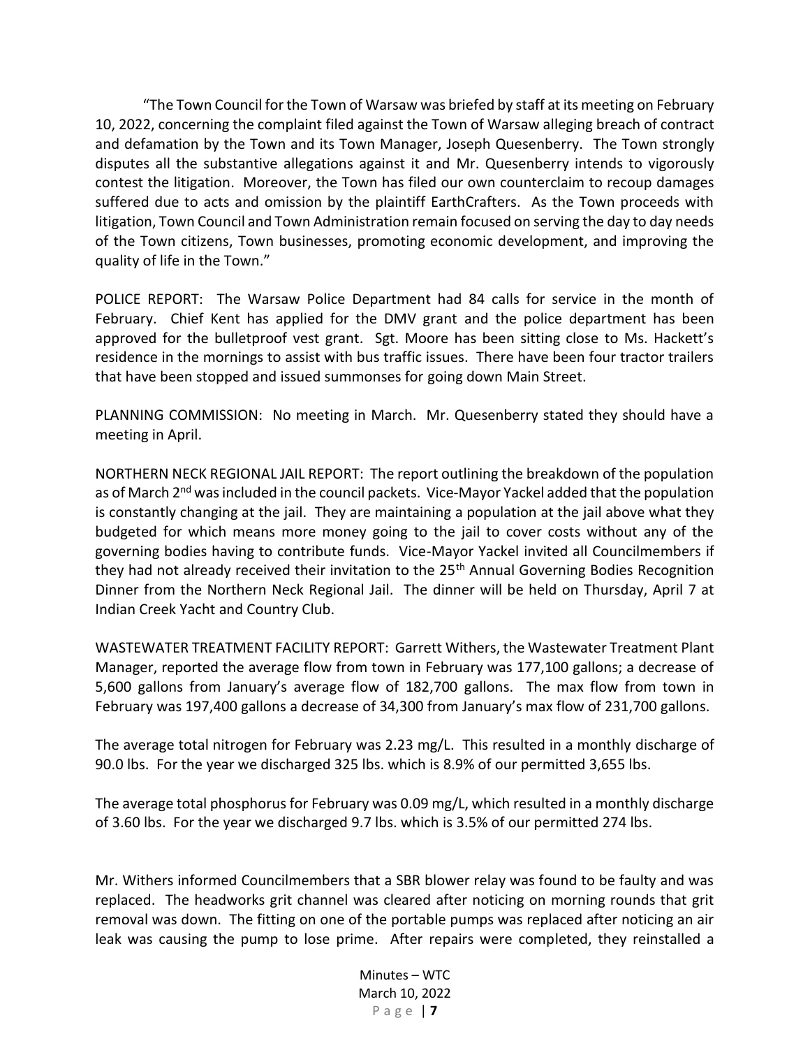"The Town Council for the Town of Warsaw was briefed by staff at its meeting on February 10, 2022, concerning the complaint filed against the Town of Warsaw alleging breach of contract and defamation by the Town and its Town Manager, Joseph Quesenberry. The Town strongly disputes all the substantive allegations against it and Mr. Quesenberry intends to vigorously contest the litigation. Moreover, the Town has filed our own counterclaim to recoup damages suffered due to acts and omission by the plaintiff EarthCrafters. As the Town proceeds with litigation, Town Council and Town Administration remain focused on serving the day to day needs of the Town citizens, Town businesses, promoting economic development, and improving the quality of life in the Town."

POLICE REPORT: The Warsaw Police Department had 84 calls for service in the month of February. Chief Kent has applied for the DMV grant and the police department has been approved for the bulletproof vest grant. Sgt. Moore has been sitting close to Ms. Hackett's residence in the mornings to assist with bus traffic issues. There have been four tractor trailers that have been stopped and issued summonses for going down Main Street.

PLANNING COMMISSION: No meeting in March. Mr. Quesenberry stated they should have a meeting in April.

NORTHERN NECK REGIONAL JAIL REPORT: The report outlining the breakdown of the population as of March 2nd was included in the council packets. Vice-Mayor Yackel added that the population is constantly changing at the jail. They are maintaining a population at the jail above what they budgeted for which means more money going to the jail to cover costs without any of the governing bodies having to contribute funds. Vice-Mayor Yackel invited all Councilmembers if they had not already received their invitation to the 25th Annual Governing Bodies Recognition Dinner from the Northern Neck Regional Jail. The dinner will be held on Thursday, April 7 at Indian Creek Yacht and Country Club.

WASTEWATER TREATMENT FACILITY REPORT: Garrett Withers, the Wastewater Treatment Plant Manager, reported the average flow from town in February was 177,100 gallons; a decrease of 5,600 gallons from January's average flow of 182,700 gallons. The max flow from town in February was 197,400 gallons a decrease of 34,300 from January's max flow of 231,700 gallons.

The average total nitrogen for February was 2.23 mg/L. This resulted in a monthly discharge of 90.0 lbs. For the year we discharged 325 lbs. which is 8.9% of our permitted 3,655 lbs.

The average total phosphorus for February was 0.09 mg/L, which resulted in a monthly discharge of 3.60 lbs. For the year we discharged 9.7 lbs. which is 3.5% of our permitted 274 lbs.

Mr. Withers informed Councilmembers that a SBR blower relay was found to be faulty and was replaced. The headworks grit channel was cleared after noticing on morning rounds that grit removal was down. The fitting on one of the portable pumps was replaced after noticing an air leak was causing the pump to lose prime. After repairs were completed, they reinstalled a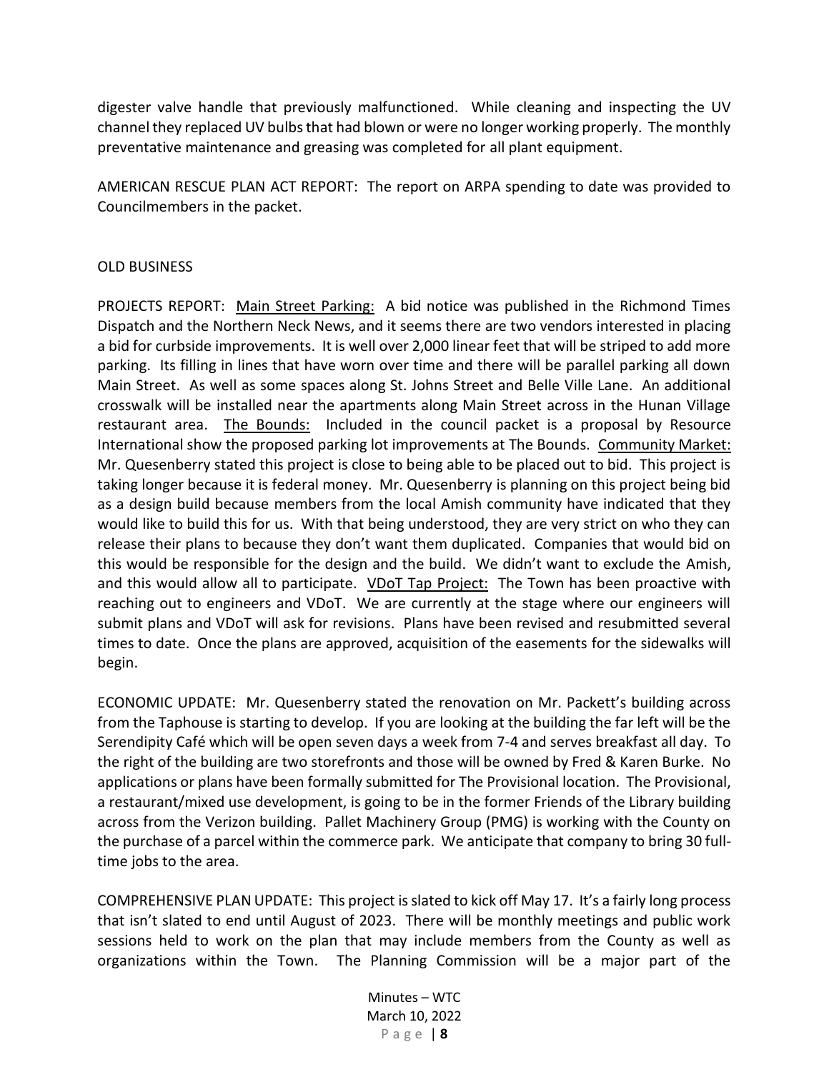digester valve handle that previously malfunctioned. While cleaning and inspecting the UV channel they replaced UV bulbs that had blown or were no longer working properly. The monthly preventative maintenance and greasing was completed for all plant equipment.

AMERICAN RESCUE PLAN ACT REPORT: The report on ARPA spending to date was provided to Councilmembers in the packet.

OLD BUSINESS

PROJECTS REPORT: Main Street Parking: A bid notice was published in the Richmond Times Dispatch and the Northern Neck News, and it seems there are two vendors interested in placing a bid for curbside improvements. It is well over 2,000 linear feet that will be striped to add more parking. Its filling in lines that have worn over time and there will be parallel parking all down Main Street. As well as some spaces along St. Johns Street and Belle Ville Lane. An additional crosswalk will be installed near the apartments along Main Street across in the Hunan Village restaurant area. The Bounds: Included in the council packet is a proposal by Resource International show the proposed parking lot improvements at The Bounds. Community Market: Mr. Quesenberry stated this project is close to being able to be placed out to bid. This project is taking longer because it is federal money. Mr. Quesenberry is planning on this project being bid as a design build because members from the local Amish community have indicated that they would like to build this for us. With that being understood, they are very strict on who they can release their plans to because they don't want them duplicated. Companies that would bid on this would be responsible for the design and the build. We didn't want to exclude the Amish, and this would allow all to participate. VDoT Tap Project: The Town has been proactive with reaching out to engineers and VDoT. We are currently at the stage where our engineers will submit plans and VDoT will ask for revisions. Plans have been revised and resubmitted several times to date. Once the plans are approved, acquisition of the easements for the sidewalks will begin.

ECONOMIC UPDATE: Mr. Quesenberry stated the renovation on Mr. Packett's building across from the Taphouse is starting to develop. If you are looking at the building the far left will be the Serendipity Café which will be open seven days a week from 7-4 and serves breakfast all day. To the right of the building are two storefronts and those will be owned by Fred & Karen Burke. No applications or plans have been formally submitted for The Provisional location. The Provisional, a restaurant/mixed use development, is going to be in the former Friends of the Library building across from the Verizon building. Pallet Machinery Group (PMG) is working with the County on the purchase of a parcel within the commerce park. We anticipate that company to bring 30 full-time jobs to the area.

COMPREHENSIVE PLAN UPDATE: This project is slated to kick off May 17. It's a fairly long process that isn't slated to end until August of 2023. There will be monthly meetings and public work sessions held to work on the plan that may include members from the County as well as organizations within the Town. The Planning Commission will be a major part of the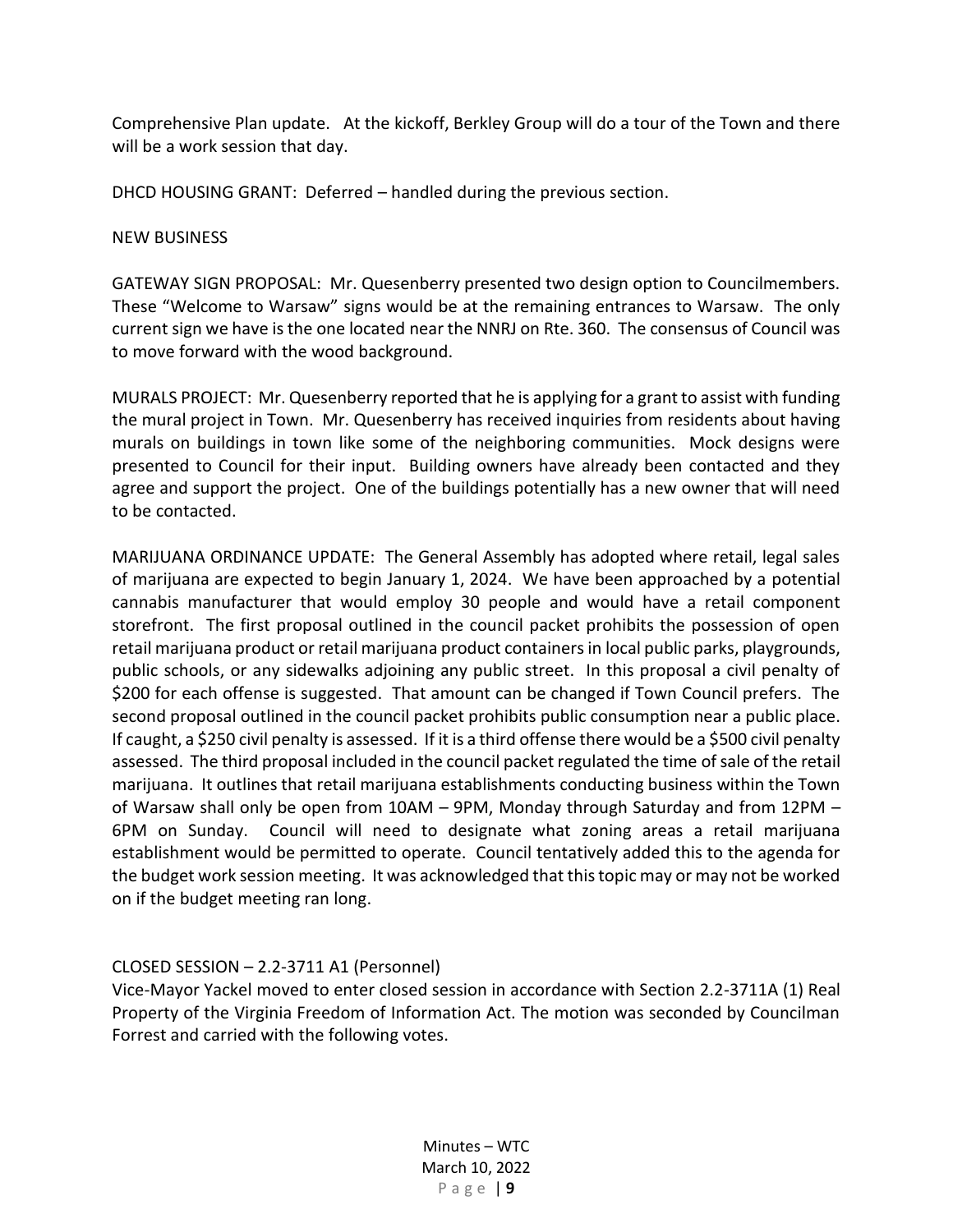Comprehensive Plan update. At the kickoff, Berkley Group will do a tour of the Town and there will be a work session that day.

DHCD HOUSING GRANT: Deferred – handled during the previous section.

NEW BUSINESS

GATEWAY SIGN PROPOSAL: Mr. Quesenberry presented two design option to Councilmembers. These "Welcome to Warsaw" signs would be at the remaining entrances to Warsaw. The only current sign we have is the one located near the NNRJ on Rte. 360. The consensus of Council was to move forward with the wood background.

MURALS PROJECT: Mr. Quesenberry reported that he is applying for a grant to assist with funding the mural project in Town. Mr. Quesenberry has received inquiries from residents about having murals on buildings in town like some of the neighboring communities. Mock designs were presented to Council for their input. Building owners have already been contacted and they agree and support the project. One of the buildings potentially has a new owner that will need to be contacted.

MARIJUANA ORDINANCE UPDATE: The General Assembly has adopted where retail, legal sales of marijuana are expected to begin January 1, 2024. We have been approached by a potential cannabis manufacturer that would employ 30 people and would have a retail component storefront. The first proposal outlined in the council packet prohibits the possession of open retail marijuana product or retail marijuana product containers in local public parks, playgrounds, public schools, or any sidewalks adjoining any public street. In this proposal a civil penalty of $200 for each offense is suggested. That amount can be changed if Town Council prefers. The second proposal outlined in the council packet prohibits public consumption near a public place. If caught, a $250 civil penalty is assessed. If it is a third offense there would be a $500 civil penalty assessed. The third proposal included in the council packet regulated the time of sale of the retail marijuana. It outlines that retail marijuana establishments conducting business within the Town of Warsaw shall only be open from 10AM – 9PM, Monday through Saturday and from 12PM – 6PM on Sunday. Council will need to designate what zoning areas a retail marijuana establishment would be permitted to operate. Council tentatively added this to the agenda for the budget work session meeting. It was acknowledged that this topic may or may not be worked on if the budget meeting ran long.

CLOSED SESSION – 2.2-3711 A1 (Personnel)
Vice-Mayor Yackel moved to enter closed session in accordance with Section 2.2-3711A (1) Real Property of the Virginia Freedom of Information Act. The motion was seconded by Councilman Forrest and carried with the following votes.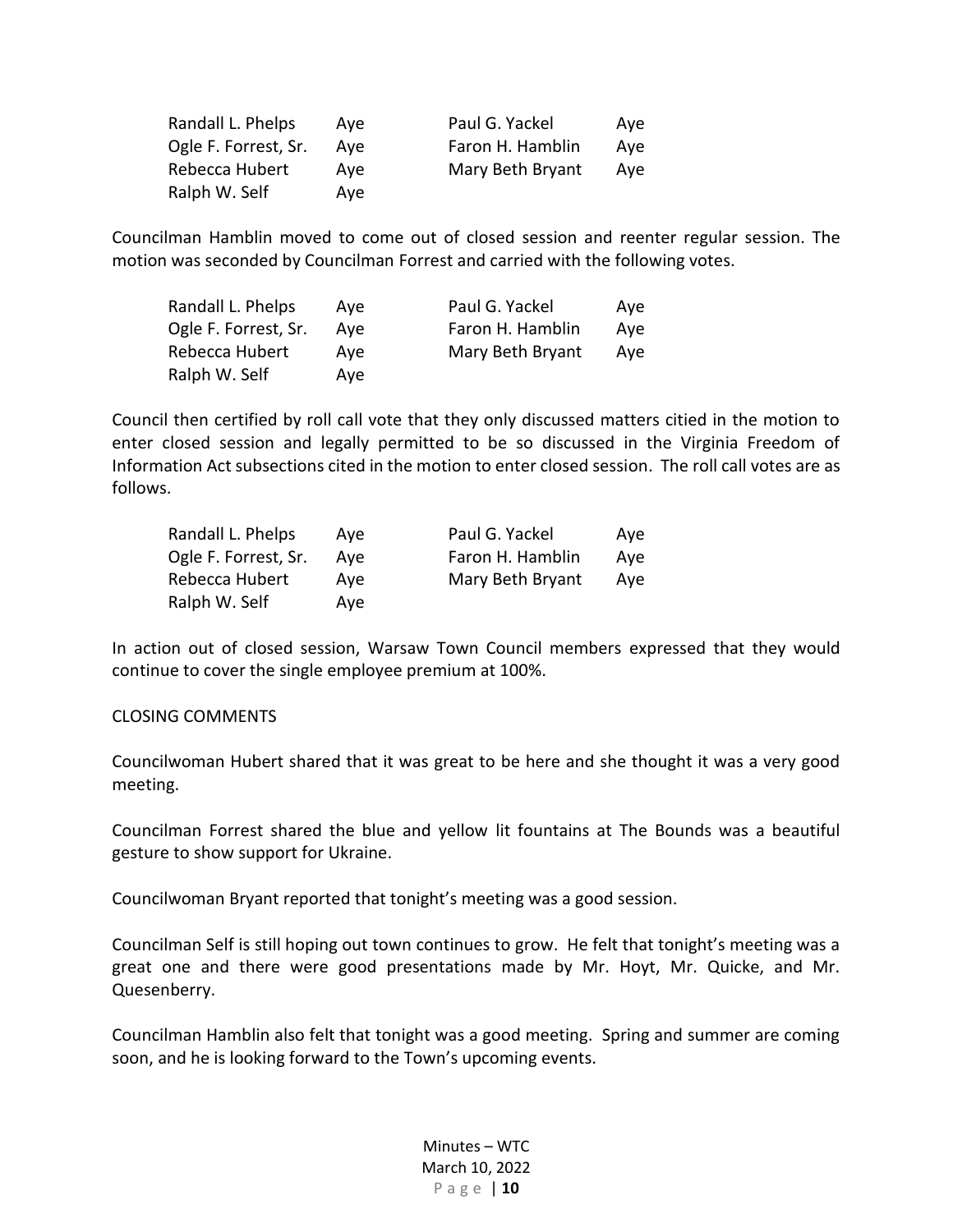| | | | |
|---|---|---|---|
| Randall L. Phelps | Aye | Paul G. Yackel | Aye |
| Ogle F. Forrest, Sr. | Aye | Faron H. Hamblin | Aye |
| Rebecca Hubert | Aye | Mary Beth Bryant | Aye |
| Ralph W. Self | Aye | | |

Councilman Hamblin moved to come out of closed session and reenter regular session. The motion was seconded by Councilman Forrest and carried with the following votes.

| | | | |
|---|---|---|---|
| Randall L. Phelps | Aye | Paul G. Yackel | Aye |
| Ogle F. Forrest, Sr. | Aye | Faron H. Hamblin | Aye |
| Rebecca Hubert | Aye | Mary Beth Bryant | Aye |
| Ralph W. Self | Aye | | |

Council then certified by roll call vote that they only discussed matters citied in the motion to enter closed session and legally permitted to be so discussed in the Virginia Freedom of Information Act subsections cited in the motion to enter closed session. The roll call votes are as follows.

| | | | |
|---|---|---|---|
| Randall L. Phelps | Aye | Paul G. Yackel | Aye |
| Ogle F. Forrest, Sr. | Aye | Faron H. Hamblin | Aye |
| Rebecca Hubert | Aye | Mary Beth Bryant | Aye |
| Ralph W. Self | Aye | | |

In action out of closed session, Warsaw Town Council members expressed that they would continue to cover the single employee premium at 100%.

CLOSING COMMENTS

Councilwoman Hubert shared that it was great to be here and she thought it was a very good meeting.

Councilman Forrest shared the blue and yellow lit fountains at The Bounds was a beautiful gesture to show support for Ukraine.

Councilwoman Bryant reported that tonight's meeting was a good session.

Councilman Self is still hoping out town continues to grow. He felt that tonight's meeting was a great one and there were good presentations made by Mr. Hoyt, Mr. Quicke, and Mr. Quesenberry.

Councilman Hamblin also felt that tonight was a good meeting. Spring and summer are coming soon, and he is looking forward to the Town's upcoming events.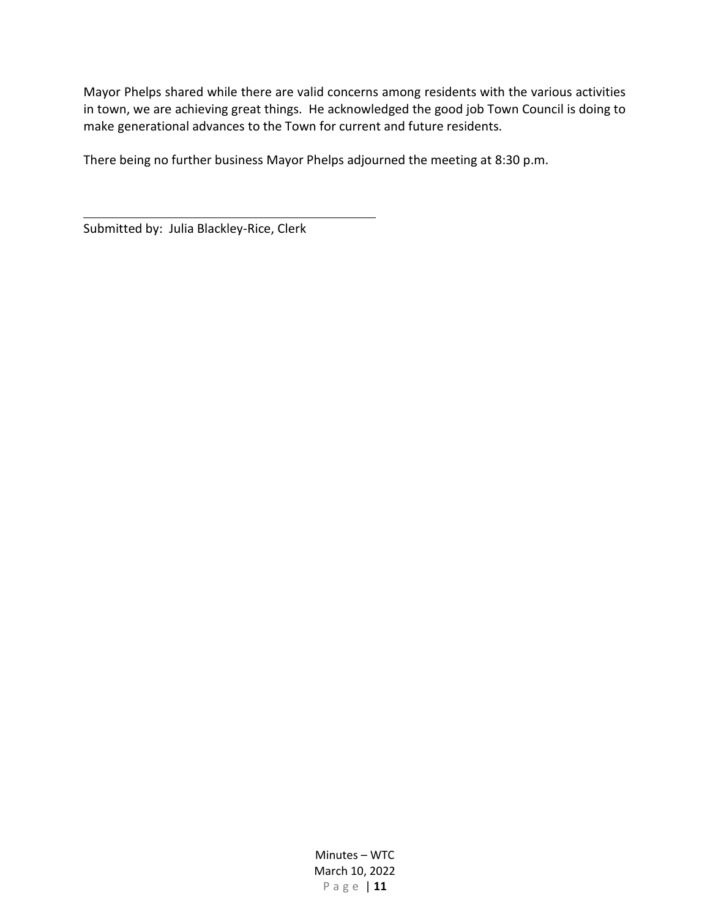Mayor Phelps shared while there are valid concerns among residents with the various activities in town, we are achieving great things. He acknowledged the good job Town Council is doing to make generational advances to the Town for current and future residents.

There being no further business Mayor Phelps adjourned the meeting at 8:30 p.m.

\_\_\_\_\_\_\_\_\_\_\_\_\_\_\_\_\_\_\_\_\_\_\_\_\_\_\_\_\_\_\_\_\_\_\_\_\_\_\_\_

Submitted by: Julia Blackley-Rice, Clerk